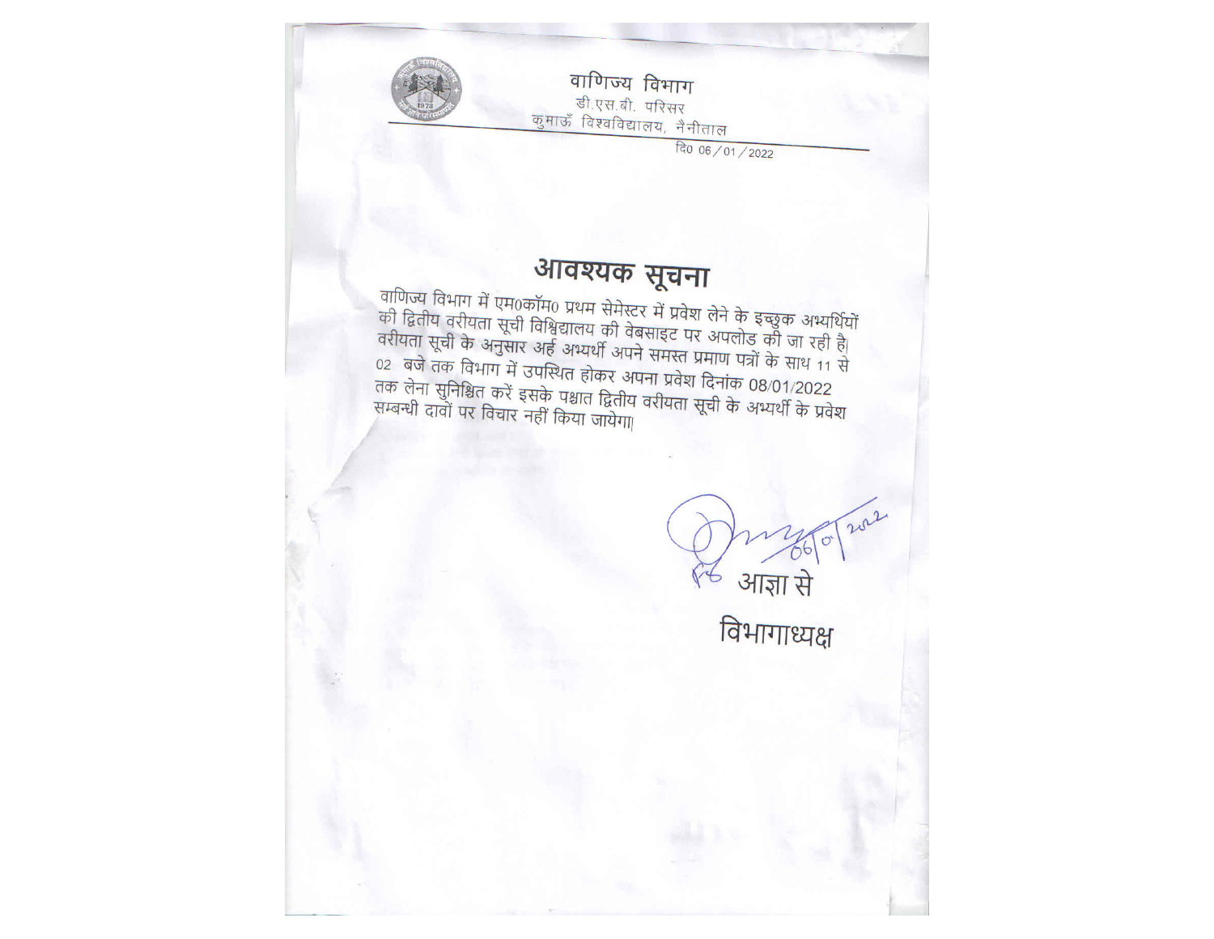वाणिज्य विभाग

डी.एस.बी. परिसर

कुमाऊँ विश्वविद्यालय, नैनीताल

दि0 06/01/2022

# आवश्यक सूचना

वाणिज्य विभाग में एम0कॉम0 प्रथम सेमेस्टर में प्रवेश लेने के इच्छुक अभ्यर्थियों की द्वितीय वरीयता सूची विश्विद्यालय की वेबसाइट पर अपलोड की जा रही है। वरीयता सूची के अनुसार अर्ह अभ्यर्थी अपने समस्त प्रमाण पत्रों के साथ 11 से 02 बजे तक विभाग में उपस्थित होकर अपना प्रवेश दिनांक 08/01/2022 तक लेना सुनिश्चित करें इसके पश्चात द्वितीय वरीयता सूची के अभ्यर्थी के प्रवेश सम्बन्धी दावों पर विचार नहीं किया जायेगा।

06/01/2022

आज्ञा से

विभागाध्यक्ष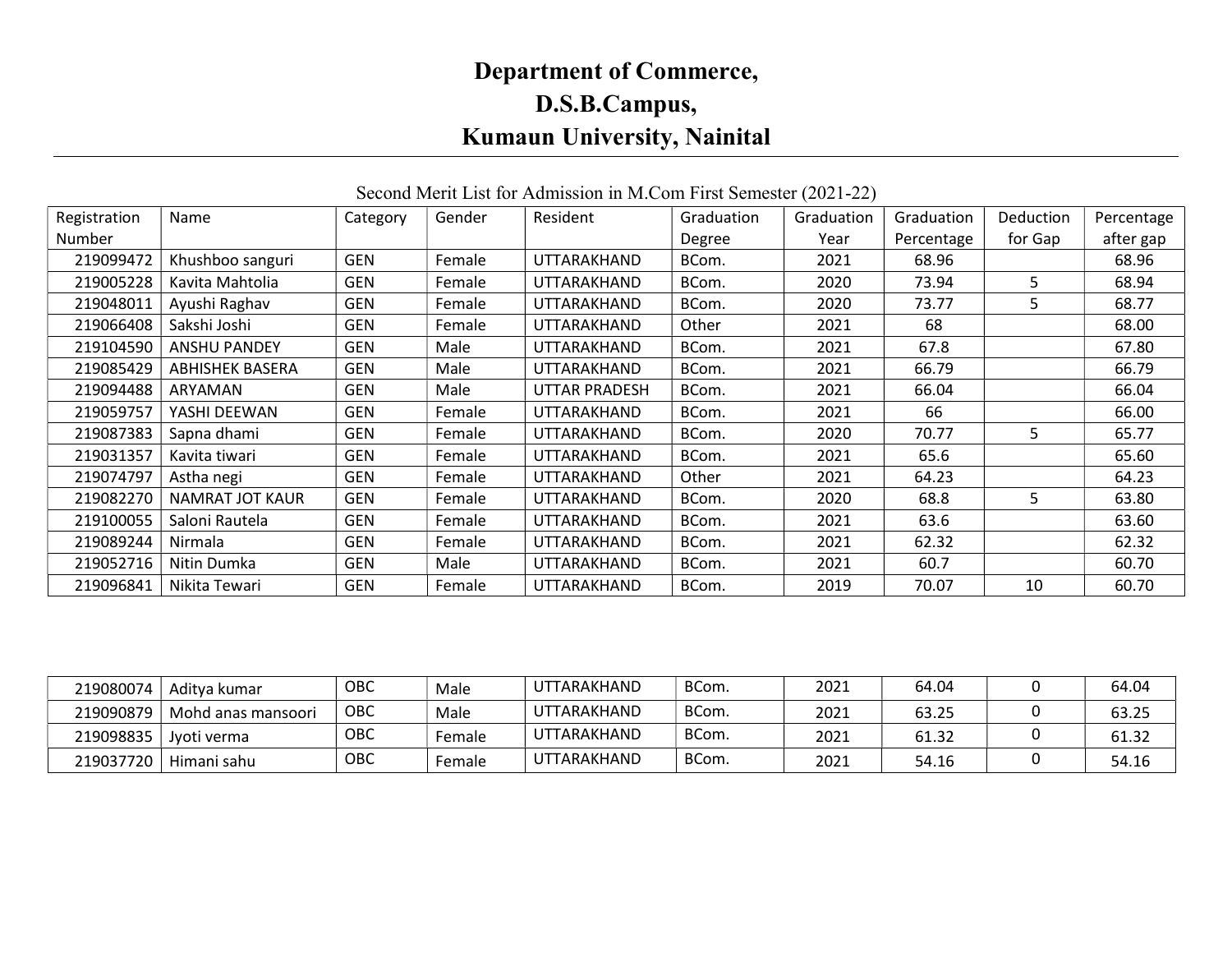# Department of Commerce,
# D.S.B.Campus,
# Kumaun University, Nainital

Second Merit List for Admission in M.Com First Semester (2021-22)

| Registration Number | Name | Category | Gender | Resident | Graduation Degree | Graduation Year | Graduation Percentage | Deduction for Gap | Percentage after gap |
|---|---|---|---|---|---|---|---|---|---|
| 219099472 | Khushboo sanguri | GEN | Female | UTTARAKHAND | BCom. | 2021 | 68.96 | | 68.96 |
| 219005228 | Kavita Mahtolia | GEN | Female | UTTARAKHAND | BCom. | 2020 | 73.94 | 5 | 68.94 |
| 219048011 | Ayushi Raghav | GEN | Female | UTTARAKHAND | BCom. | 2020 | 73.77 | 5 | 68.77 |
| 219066408 | Sakshi Joshi | GEN | Female | UTTARAKHAND | Other | 2021 | 68 | | 68.00 |
| 219104590 | ANSHU PANDEY | GEN | Male | UTTARAKHAND | BCom. | 2021 | 67.8 | | 67.80 |
| 219085429 | ABHISHEK BASERA | GEN | Male | UTTARAKHAND | BCom. | 2021 | 66.79 | | 66.79 |
| 219094488 | ARYAMAN | GEN | Male | UTTAR PRADESH | BCom. | 2021 | 66.04 | | 66.04 |
| 219059757 | YASHI DEEWAN | GEN | Female | UTTARAKHAND | BCom. | 2021 | 66 | | 66.00 |
| 219087383 | Sapna dhami | GEN | Female | UTTARAKHAND | BCom. | 2020 | 70.77 | 5 | 65.77 |
| 219031357 | Kavita tiwari | GEN | Female | UTTARAKHAND | BCom. | 2021 | 65.6 | | 65.60 |
| 219074797 | Astha negi | GEN | Female | UTTARAKHAND | Other | 2021 | 64.23 | | 64.23 |
| 219082270 | NAMRAT JOT KAUR | GEN | Female | UTTARAKHAND | BCom. | 2020 | 68.8 | 5 | 63.80 |
| 219100055 | Saloni Rautela | GEN | Female | UTTARAKHAND | BCom. | 2021 | 63.6 | | 63.60 |
| 219089244 | Nirmala | GEN | Female | UTTARAKHAND | BCom. | 2021 | 62.32 | | 62.32 |
| 219052716 | Nitin Dumka | GEN | Male | UTTARAKHAND | BCom. | 2021 | 60.7 | | 60.70 |
| 219096841 | Nikita Tewari | GEN | Female | UTTARAKHAND | BCom. | 2019 | 70.07 | 10 | 60.70 |

| Registration Number | Name | Category | Gender | Resident | Graduation Degree | Graduation Year | Graduation Percentage | Deduction for Gap | Percentage after gap |
|---|---|---|---|---|---|---|---|---|---|
| 219080074 | Aditya kumar | OBC | Male | UTTARAKHAND | BCom. | 2021 | 64.04 | 0 | 64.04 |
| 219090879 | Mohd anas mansoori | OBC | Male | UTTARAKHAND | BCom. | 2021 | 63.25 | 0 | 63.25 |
| 219098835 | Jyoti verma | OBC | Female | UTTARAKHAND | BCom. | 2021 | 61.32 | 0 | 61.32 |
| 219037720 | Himani sahu | OBC | Female | UTTARAKHAND | BCom. | 2021 | 54.16 | 0 | 54.16 |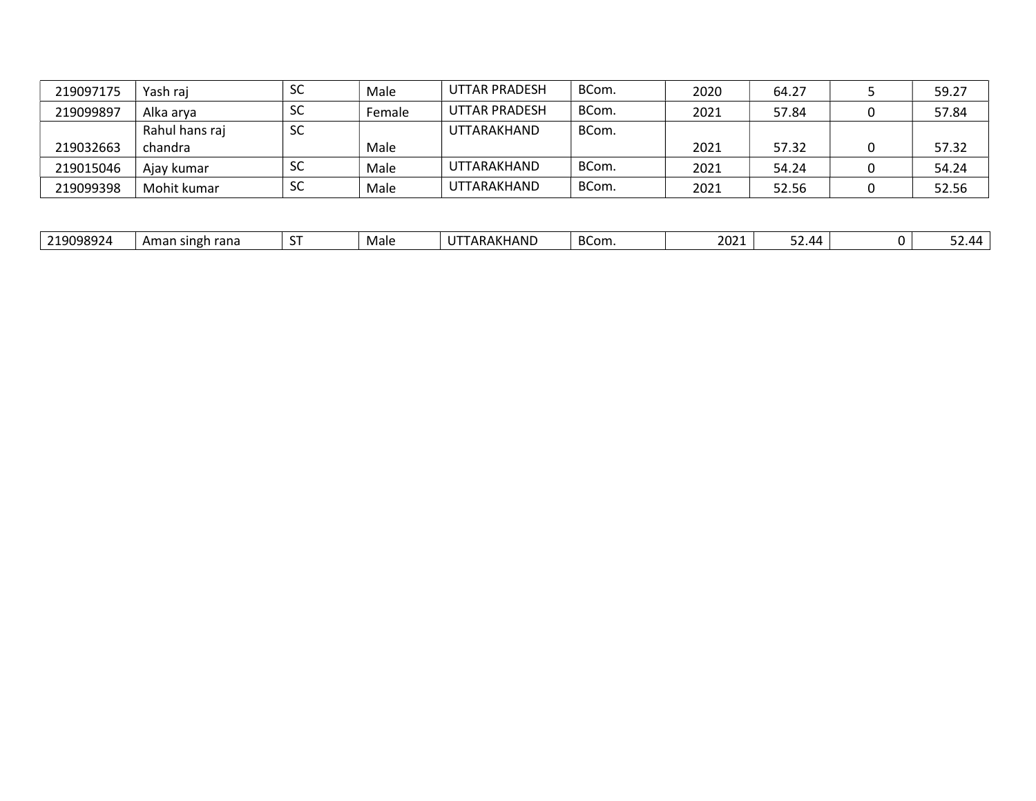| | | | | | | | | | |
|---|---|---|---|---|---|---|---|---|---|
| 219097175 | Yash raj | SC | Male | UTTAR PRADESH | BCom. | 2020 | 64.27 | 5 | 59.27 |
| 219099897 | Alka arya | SC | Female | UTTAR PRADESH | BCom. | 2021 | 57.84 | 0 | 57.84 |
| 219032663 | Rahul hans raj chandra | SC | Male | UTTARAKHAND | BCom. | 2021 | 57.32 | 0 | 57.32 |
| 219015046 | Ajay kumar | SC | Male | UTTARAKHAND | BCom. | 2021 | 54.24 | 0 | 54.24 |
| 219099398 | Mohit kumar | SC | Male | UTTARAKHAND | BCom. | 2021 | 52.56 | 0 | 52.56 |
| 219098924 | Aman singh rana | ST | Male | UTTARAKHAND | BCom. | 2021 | 52.44 | 0 | 52.44 |